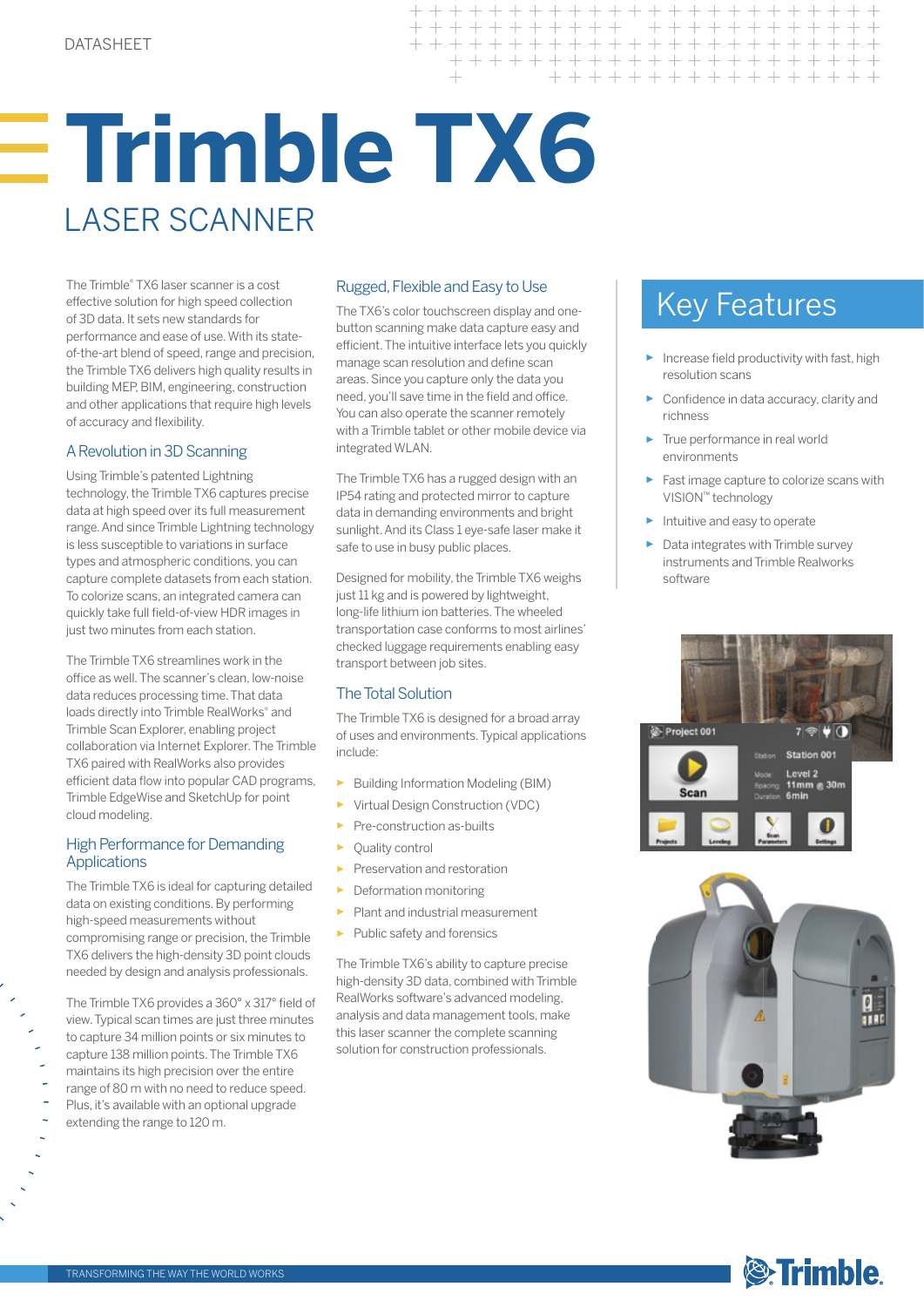DATASHEET

# Trimble TX6

## LASER SCANNER

The Trimble® TX6 laser scanner is a cost effective solution for high speed collection of 3D data. It sets new standards for performance and ease of use. With its state-of-the-art blend of speed, range and precision, the Trimble TX6 delivers high quality results in building MEP, BIM, engineering, construction and other applications that require high levels of accuracy and flexibility.

### A Revolution in 3D Scanning

Using Trimble's patented Lightning technology, the Trimble TX6 captures precise data at high speed over its full measurement range. And since Trimble Lightning technology is less susceptible to variations in surface types and atmospheric conditions, you can capture complete datasets from each station. To colorize scans, an integrated camera can quickly take full field-of-view HDR images in just two minutes from each station.

The Trimble TX6 streamlines work in the office as well. The scanner's clean, low-noise data reduces processing time. That data loads directly into Trimble RealWorks® and Trimble Scan Explorer, enabling project collaboration via Internet Explorer. The Trimble TX6 paired with RealWorks also provides efficient data flow into popular CAD programs, Trimble EdgeWise and SketchUp for point cloud modeling.

### High Performance for Demanding Applications

The Trimble TX6 is ideal for capturing detailed data on existing conditions. By performing high-speed measurements without compromising range or precision, the Trimble TX6 delivers the high-density 3D point clouds needed by design and analysis professionals.

The Trimble TX6 provides a 360° x 317° field of view. Typical scan times are just three minutes to capture 34 million points or six minutes to capture 138 million points. The Trimble TX6 maintains its high precision over the entire range of 80 m with no need to reduce speed. Plus, it's available with an optional upgrade extending the range to 120 m.

### Rugged, Flexible and Easy to Use

The TX6's color touchscreen display and one-button scanning make data capture easy and efficient. The intuitive interface lets you quickly manage scan resolution and define scan areas. Since you capture only the data you need, you'll save time in the field and office. You can also operate the scanner remotely with a Trimble tablet or other mobile device via integrated WLAN.

The Trimble TX6 has a rugged design with an IP54 rating and protected mirror to capture data in demanding environments and bright sunlight. And its Class 1 eye-safe laser make it safe to use in busy public places.

Designed for mobility, the Trimble TX6 weighs just 11 kg and is powered by lightweight, long-life lithium ion batteries. The wheeled transportation case conforms to most airlines' checked luggage requirements enabling easy transport between job sites.

### The Total Solution

The Trimble TX6 is designed for a broad array of uses and environments. Typical applications include:

- Building Information Modeling (BIM)
- Virtual Design Construction (VDC)
- Pre-construction as-builts
- Quality control
- Preservation and restoration
- Deformation monitoring
- Plant and industrial measurement
- Public safety and forensics

The Trimble TX6's ability to capture precise high-density 3D data, combined with Trimble RealWorks software's advanced modeling, analysis and data management tools, make this laser scanner the complete scanning solution for construction professionals.

## Key Features

- Increase field productivity with fast, high resolution scans
- Confidence in data accuracy, clarity and richness
- True performance in real world environments
- Fast image capture to colorize scans with VISION™ technology
- Intuitive and easy to operate
- Data integrates with Trimble survey instruments and Trimble Realworks software

TRANSFORMING THE WAY THE WORLD WORKS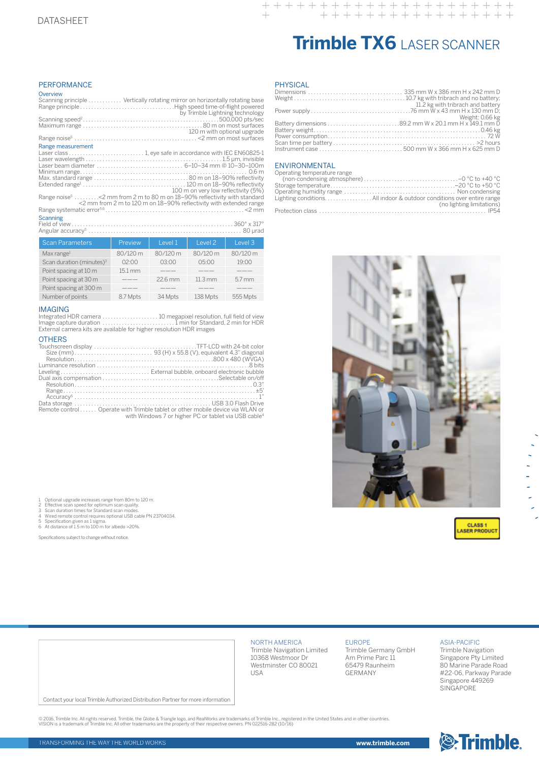DATASHEET

# Trimble TX6 LASER SCANNER

## PERFORMANCE

### Overview

Scanning principle ............ Vertically rotating mirror on horizontally rotating base
Range principle ........................ High speed time-of-flight powered by Trimble Lightning technology
Scanning speed[2] ........................ 500,000 pts/sec
Maximum range ........................ 80 m on most surfaces; 120 m with optional upgrade
Range noise[5] ........................ <2 mm on most surfaces

### Range measurement

Laser class ........................ 1, eye safe in accordance with IEC EN60825-1
Laser wavelength ........................ 1.5 µm, invisible
Laser beam diameter ........................ 6–10–34 mm @ 10–30–100m
Minimum range........................ 0.6 m
Max. standard range ........................ 80 m on 18–90% reflectivity
Extended range[1] ........................ 120 m on 18–90% reflectivity; 100 m on very low reflectivity (5%)
Range noise[5] ......... <2 mm from 2 m to 80 m on 18–90% reflectivity with standard; <2 mm from 2 m to 120 m on 18–90% reflectivity with extended range
Range systematic error[5,6] ........................ <2 mm

### Scanning

Field of view ........................ 360° x 317°
Angular accuracy[5] ........................ 80 µrad

| Scan Parameters | Preview | Level 1 | Level 2 | Level 3 |
|---|---|---|---|---|
| Max range[1] | 80/120 m | 80/120 m | 80/120 m | 80/120 m |
| Scan duration (minutes)[3] | 02:00 | 03:00 | 05:00 | 19:00 |
| Point spacing at 10 m | 15.1 mm | ——— | ——— | ——— |
| Point spacing at 30 m | ——— | 22.6 mm | 11.3 mm | 5.7 mm |
| Point spacing at 300 m | ——— | ——— | ——— | ——— |
| Number of points | 8.7 Mpts | 34 Mpts | 138 Mpts | 555 Mpts |

## IMAGING

Integrated HDR camera ........................ 10 megapixel resolution, full field of view
Image capture duration ........................ 1 min for Standard, 2 min for HDR
External camera kits are available for higher resolution HDR images

## OTHERS

Touchscreen display ........................ TFT-LCD with 24-bit color
Size (mm) ........................ 93 (H) x 55.8 (V), equivalent 4.3" diagonal
Resolution ........................ 800 x 480 (WVGA)
Luminance resolution ........................ 8 bits
Leveling ........................ External bubble, onboard electronic bubble
Dual axis compensation ........................ Selectable on/off
Resolution ........................ 0.3"
Range ........................ ±5'
Accuracy[5] ........................ 1"
Data storage ........................ USB 3.0 Flash Drive
Remote control ...... Operate with Trimble tablet or other mobile device via WLAN or with Windows 7 or higher PC or tablet via USB cable[4]

## PHYSICAL

Dimensions ........................ 335 mm W x 386 mm H x 242 mm D
Weight ........................ 10.7 kg with tribrach and no battery; 11.2 kg with tribrach and battery
Power supply ........................ 76 mm W x 43 mm H x 130 mm D; Weight: 0.66 kg
Battery dimensions ........................ 89.2 mm W x 20.1 mm H x 149.1 mm D
Battery weight ........................ 0.46 kg
Power consumption ........................ 72 W
Scan time per battery ........................ >2 hours
Instrument case ........................ 500 mm W x 366 mm H x 625 mm D

## ENVIRONMENTAL

Operating temperature range (non-condensing atmosphere) ........................ –0 °C to +40 °C
Storage temperature ........................ –20 °C to +50 °C
Operating humidity range ........................ Non condensing
Lighting conditions ........................ All indoor & outdoor conditions over entire range (no lighting limitations)
Protection class ........................ IP54

CLASS 1 LASER PRODUCT

1 Optional upgrade increases range from 80m to 120 m.
2 Effective scan speed for optimum scan quality.
3 Scan duration times for Standard scan modes.
4 Wired remote control requires optional USB cable PN 23704034.
5 Specification given as 1 sigma.
6 At distance of 1.5 m to 100 m for albedo >20%.

Specifications subject to change without notice.

Contact your local Trimble Authorized Distribution Partner for more information

NORTH AMERICA
Trimble Navigation Limited
10368 Westmoor Dr
Westminster CO 80021
USA

EUROPE
Trimble Germany GmbH
Am Prime Parc 11
65479 Raunheim
GERMANY

ASIA-PACIFIC
Trimble Navigation
Singapore Pty Limited
80 Marine Parade Road
#22-06, Parkway Parade
Singapore 449269
SINGAPORE

© 2016, Trimble Inc. All rights reserved. Trimble, the Globe & Triangle logo, and RealWorks are trademarks of Trimble Inc., registered in the United States and in other countries. VISION is a trademark of Trimble Inc. All other trademarks are the property of their respective owners. PN 022516-282 (10/16)

TRANSFORMING THE WAY THE WORLD WORKS

www.trimble.com

Trimble.